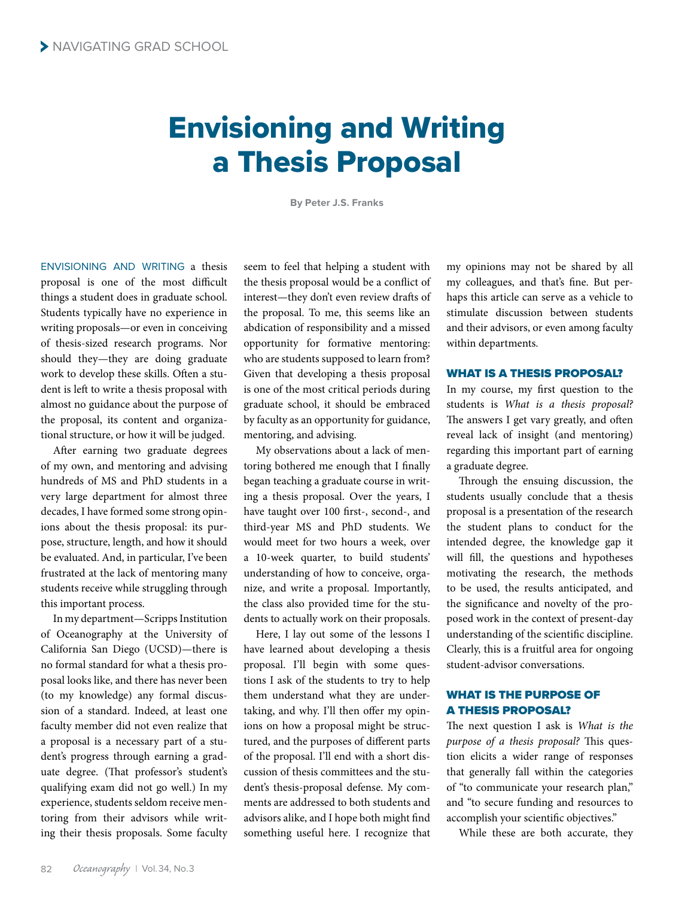NAVIGATING GRAD SCHOOL

# Envisioning and Writing a Thesis Proposal

By Peter J.S. Franks

ENVISIONING AND WRITING a thesis proposal is one of the most difficult things a student does in graduate school. Students typically have no experience in writing proposals—or even in conceiving of thesis-sized research programs. Nor should they—they are doing graduate work to develop these skills. Often a student is left to write a thesis proposal with almost no guidance about the purpose of the proposal, its content and organizational structure, or how it will be judged.

After earning two graduate degrees of my own, and mentoring and advising hundreds of MS and PhD students in a very large department for almost three decades, I have formed some strong opinions about the thesis proposal: its purpose, structure, length, and how it should be evaluated. And, in particular, I've been frustrated at the lack of mentoring many students receive while struggling through this important process.

In my department—Scripps Institution of Oceanography at the University of California San Diego (UCSD)—there is no formal standard for what a thesis proposal looks like, and there has never been (to my knowledge) any formal discussion of a standard. Indeed, at least one faculty member did not even realize that a proposal is a necessary part of a student's progress through earning a graduate degree. (That professor's student's qualifying exam did not go well.) In my experience, students seldom receive mentoring from their advisors while writing their thesis proposals. Some faculty seem to feel that helping a student with the thesis proposal would be a conflict of interest—they don't even review drafts of the proposal. To me, this seems like an abdication of responsibility and a missed opportunity for formative mentoring: who are students supposed to learn from? Given that developing a thesis proposal is one of the most critical periods during graduate school, it should be embraced by faculty as an opportunity for guidance, mentoring, and advising.

My observations about a lack of mentoring bothered me enough that I finally began teaching a graduate course in writing a thesis proposal. Over the years, I have taught over 100 first-, second-, and third-year MS and PhD students. We would meet for two hours a week, over a 10-week quarter, to build students' understanding of how to conceive, organize, and write a proposal. Importantly, the class also provided time for the students to actually work on their proposals.

Here, I lay out some of the lessons I have learned about developing a thesis proposal. I'll begin with some questions I ask of the students to try to help them understand what they are undertaking, and why. I'll then offer my opinions on how a proposal might be structured, and the purposes of different parts of the proposal. I'll end with a short discussion of thesis committees and the student's thesis-proposal defense. My comments are addressed to both students and advisors alike, and I hope both might find something useful here. I recognize that my opinions may not be shared by all my colleagues, and that's fine. But perhaps this article can serve as a vehicle to stimulate discussion between students and their advisors, or even among faculty within departments.

## WHAT IS A THESIS PROPOSAL?

In my course, my first question to the students is *What is a thesis proposal?* The answers I get vary greatly, and often reveal lack of insight (and mentoring) regarding this important part of earning a graduate degree.

Through the ensuing discussion, the students usually conclude that a thesis proposal is a presentation of the research the student plans to conduct for the intended degree, the knowledge gap it will fill, the questions and hypotheses motivating the research, the methods to be used, the results anticipated, and the significance and novelty of the proposed work in the context of present-day understanding of the scientific discipline. Clearly, this is a fruitful area for ongoing student-advisor conversations.

## WHAT IS THE PURPOSE OF A THESIS PROPOSAL?

The next question I ask is *What is the purpose of a thesis proposal?* This question elicits a wider range of responses that generally fall within the categories of "to communicate your research plan," and "to secure funding and resources to accomplish your scientific objectives."

While these are both accurate, they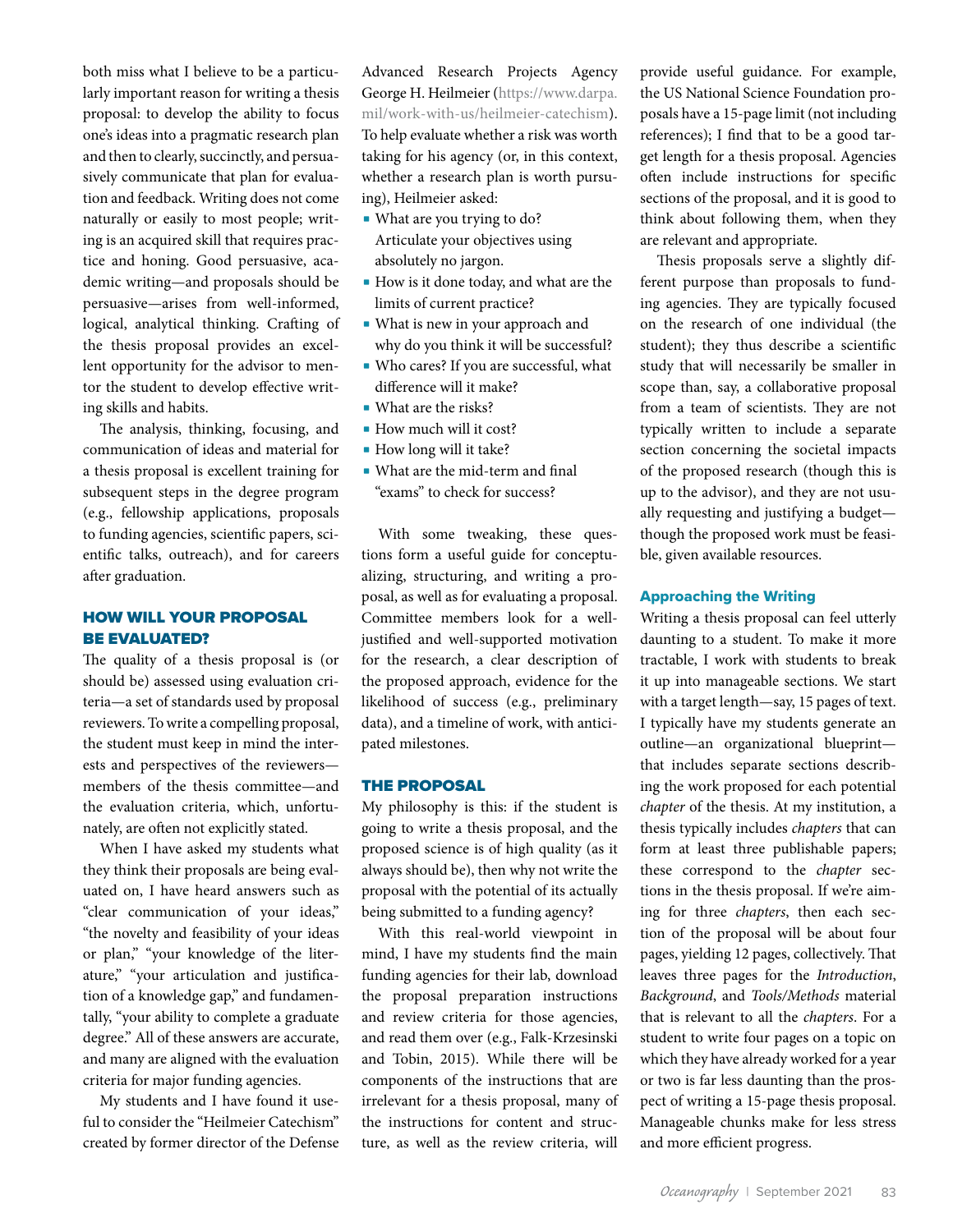both miss what I believe to be a particularly important reason for writing a thesis proposal: to develop the ability to focus one's ideas into a pragmatic research plan and then to clearly, succinctly, and persuasively communicate that plan for evaluation and feedback. Writing does not come naturally or easily to most people; writing is an acquired skill that requires practice and honing. Good persuasive, academic writing—and proposals should be persuasive—arises from well-informed, logical, analytical thinking. Crafting of the thesis proposal provides an excellent opportunity for the advisor to mentor the student to develop effective writing skills and habits.

The analysis, thinking, focusing, and communication of ideas and material for a thesis proposal is excellent training for subsequent steps in the degree program (e.g., fellowship applications, proposals to funding agencies, scientific papers, scientific talks, outreach), and for careers after graduation.

## HOW WILL YOUR PROPOSAL BE EVALUATED?

The quality of a thesis proposal is (or should be) assessed using evaluation criteria—a set of standards used by proposal reviewers. To write a compelling proposal, the student must keep in mind the interests and perspectives of the reviewers—members of the thesis committee—and the evaluation criteria, which, unfortunately, are often not explicitly stated.

When I have asked my students what they think their proposals are being evaluated on, I have heard answers such as "clear communication of your ideas," "the novelty and feasibility of your ideas or plan," "your knowledge of the literature," "your articulation and justification of a knowledge gap," and fundamentally, "your ability to complete a graduate degree." All of these answers are accurate, and many are aligned with the evaluation criteria for major funding agencies.

My students and I have found it useful to consider the "Heilmeier Catechism" created by former director of the Defense Advanced Research Projects Agency George H. Heilmeier (https://www.darpa.mil/work-with-us/heilmeier-catechism). To help evaluate whether a risk was worth taking for his agency (or, in this context, whether a research plan is worth pursuing), Heilmeier asked:

- What are you trying to do? Articulate your objectives using absolutely no jargon.
- How is it done today, and what are the limits of current practice?
- What is new in your approach and why do you think it will be successful?
- Who cares? If you are successful, what difference will it make?
- What are the risks?
- How much will it cost?
- How long will it take?
- What are the mid-term and final "exams" to check for success?

With some tweaking, these questions form a useful guide for conceptualizing, structuring, and writing a proposal, as well as for evaluating a proposal. Committee members look for a well-justified and well-supported motivation for the research, a clear description of the proposed approach, evidence for the likelihood of success (e.g., preliminary data), and a timeline of work, with anticipated milestones.

## THE PROPOSAL

My philosophy is this: if the student is going to write a thesis proposal, and the proposed science is of high quality (as it always should be), then why not write the proposal with the potential of its actually being submitted to a funding agency?

With this real-world viewpoint in mind, I have my students find the main funding agencies for their lab, download the proposal preparation instructions and review criteria for those agencies, and read them over (e.g., Falk-Krzesinski and Tobin, 2015). While there will be components of the instructions that are irrelevant for a thesis proposal, many of the instructions for content and structure, as well as the review criteria, will provide useful guidance. For example, the US National Science Foundation proposals have a 15-page limit (not including references); I find that to be a good target length for a thesis proposal. Agencies often include instructions for specific sections of the proposal, and it is good to think about following them, when they are relevant and appropriate.

Thesis proposals serve a slightly different purpose than proposals to funding agencies. They are typically focused on the research of one individual (the student); they thus describe a scientific study that will necessarily be smaller in scope than, say, a collaborative proposal from a team of scientists. They are not typically written to include a separate section concerning the societal impacts of the proposed research (though this is up to the advisor), and they are not usually requesting and justifying a budget—though the proposed work must be feasible, given available resources.

### Approaching the Writing

Writing a thesis proposal can feel utterly daunting to a student. To make it more tractable, I work with students to break it up into manageable sections. We start with a target length—say, 15 pages of text. I typically have my students generate an outline—an organizational blueprint—that includes separate sections describing the work proposed for each potential *chapter* of the thesis. At my institution, a thesis typically includes *chapters* that can form at least three publishable papers; these correspond to the *chapter* sections in the thesis proposal. If we're aiming for three *chapters*, then each section of the proposal will be about four pages, yielding 12 pages, collectively. That leaves three pages for the *Introduction*, *Background*, and *Tools/Methods* material that is relevant to all the *chapters*. For a student to write four pages on a topic on which they have already worked for a year or two is far less daunting than the prospect of writing a 15-page thesis proposal. Manageable chunks make for less stress and more efficient progress.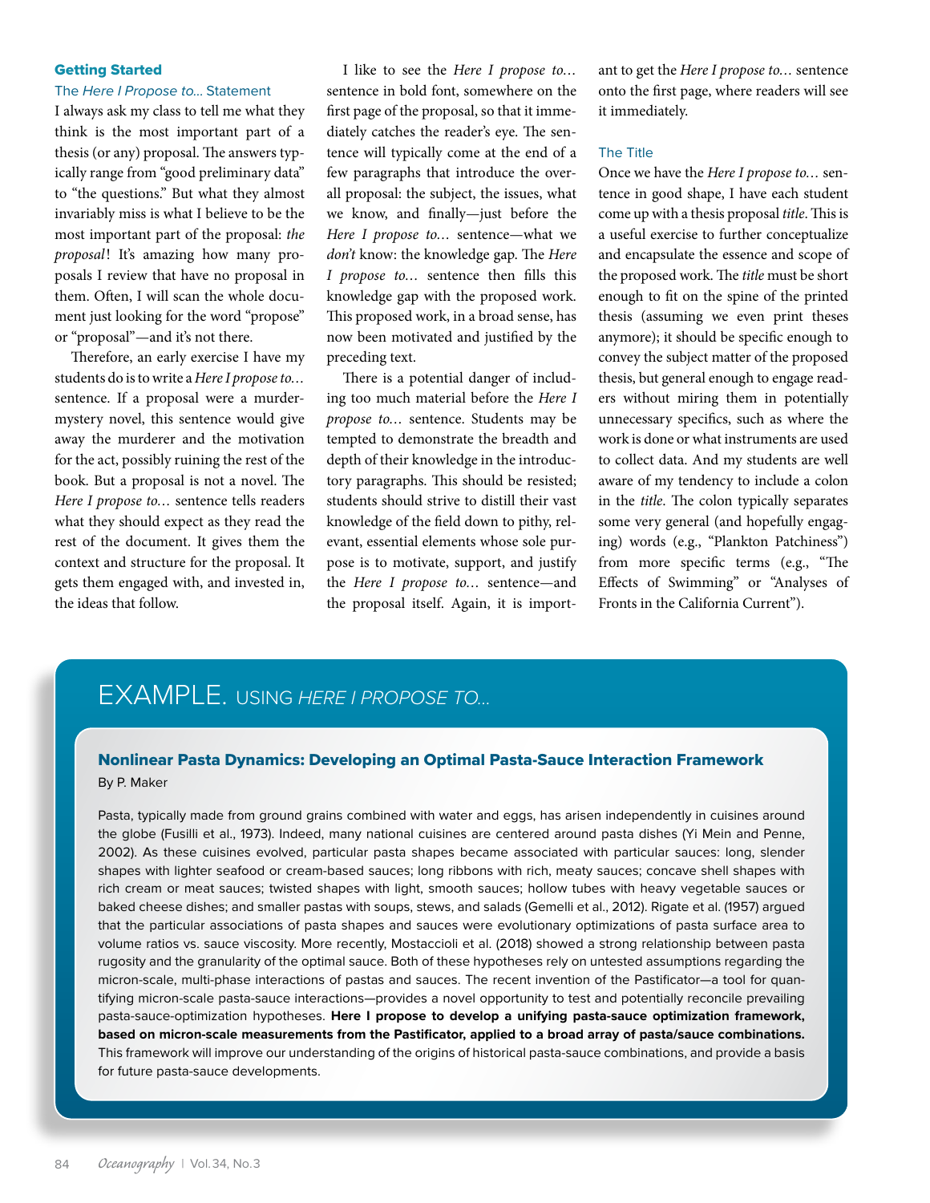## Getting Started

### The *Here I Propose to...* Statement

I always ask my class to tell me what they think is the most important part of a thesis (or any) proposal. The answers typically range from "good preliminary data" to "the questions." But what they almost invariably miss is what I believe to be the most important part of the proposal: *the proposal*! It's amazing how many proposals I review that have no proposal in them. Often, I will scan the whole document just looking for the word "propose" or "proposal"—and it's not there.

Therefore, an early exercise I have my students do is to write a *Here I propose to…* sentence. If a proposal were a murder-mystery novel, this sentence would give away the murderer and the motivation for the act, possibly ruining the rest of the book. But a proposal is not a novel. The *Here I propose to…* sentence tells readers what they should expect as they read the rest of the document. It gives them the context and structure for the proposal. It gets them engaged with, and invested in, the ideas that follow.

I like to see the *Here I propose to…* sentence in bold font, somewhere on the first page of the proposal, so that it immediately catches the reader's eye. The sentence will typically come at the end of a few paragraphs that introduce the overall proposal: the subject, the issues, what we know, and finally—just before the *Here I propose to…* sentence—what we *don't* know: the knowledge gap. The *Here I propose to…* sentence then fills this knowledge gap with the proposed work. This proposed work, in a broad sense, has now been motivated and justified by the preceding text.

There is a potential danger of including too much material before the *Here I propose to…* sentence. Students may be tempted to demonstrate the breadth and depth of their knowledge in the introductory paragraphs. This should be resisted; students should strive to distill their vast knowledge of the field down to pithy, relevant, essential elements whose sole purpose is to motivate, support, and justify the *Here I propose to…* sentence—and the proposal itself. Again, it is important to get the *Here I propose to…* sentence onto the first page, where readers will see it immediately.

### The Title

Once we have the *Here I propose to…* sentence in good shape, I have each student come up with a thesis proposal *title*. This is a useful exercise to further conceptualize and encapsulate the essence and scope of the proposed work. The *title* must be short enough to fit on the spine of the printed thesis (assuming we even print theses anymore); it should be specific enough to convey the subject matter of the proposed thesis, but general enough to engage readers without miring them in potentially unnecessary specifics, such as where the work is done or what instruments are used to collect data. And my students are well aware of my tendency to include a colon in the *title*. The colon typically separates some very general (and hopefully engaging) words (e.g., "Plankton Patchiness") from more specific terms (e.g., "The Effects of Swimming" or "Analyses of Fronts in the California Current").

---

## EXAMPLE. USING *HERE I PROPOSE TO...*

**Nonlinear Pasta Dynamics: Developing an Optimal Pasta-Sauce Interaction Framework**

By P. Maker

Pasta, typically made from ground grains combined with water and eggs, has arisen independently in cuisines around the globe (Fusilli et al., 1973). Indeed, many national cuisines are centered around pasta dishes (Yi Mein and Penne, 2002). As these cuisines evolved, particular pasta shapes became associated with particular sauces: long, slender shapes with lighter seafood or cream-based sauces; long ribbons with rich, meaty sauces; concave shell shapes with rich cream or meat sauces; twisted shapes with light, smooth sauces; hollow tubes with heavy vegetable sauces or baked cheese dishes; and smaller pastas with soups, stews, and salads (Gemelli et al., 2012). Rigate et al. (1957) argued that the particular associations of pasta shapes and sauces were evolutionary optimizations of pasta surface area to volume ratios vs. sauce viscosity. More recently, Mostaccioli et al. (2018) showed a strong relationship between pasta rugosity and the granularity of the optimal sauce. Both of these hypotheses rely on untested assumptions regarding the micron-scale, multi-phase interactions of pastas and sauces. The recent invention of the Pastificator—a tool for quantifying micron-scale pasta-sauce interactions—provides a novel opportunity to test and potentially reconcile prevailing pasta-sauce-optimization hypotheses. **Here I propose to develop a unifying pasta-sauce optimization framework, based on micron-scale measurements from the Pastificator, applied to a broad array of pasta/sauce combinations.** This framework will improve our understanding of the origins of historical pasta-sauce combinations, and provide a basis for future pasta-sauce developments.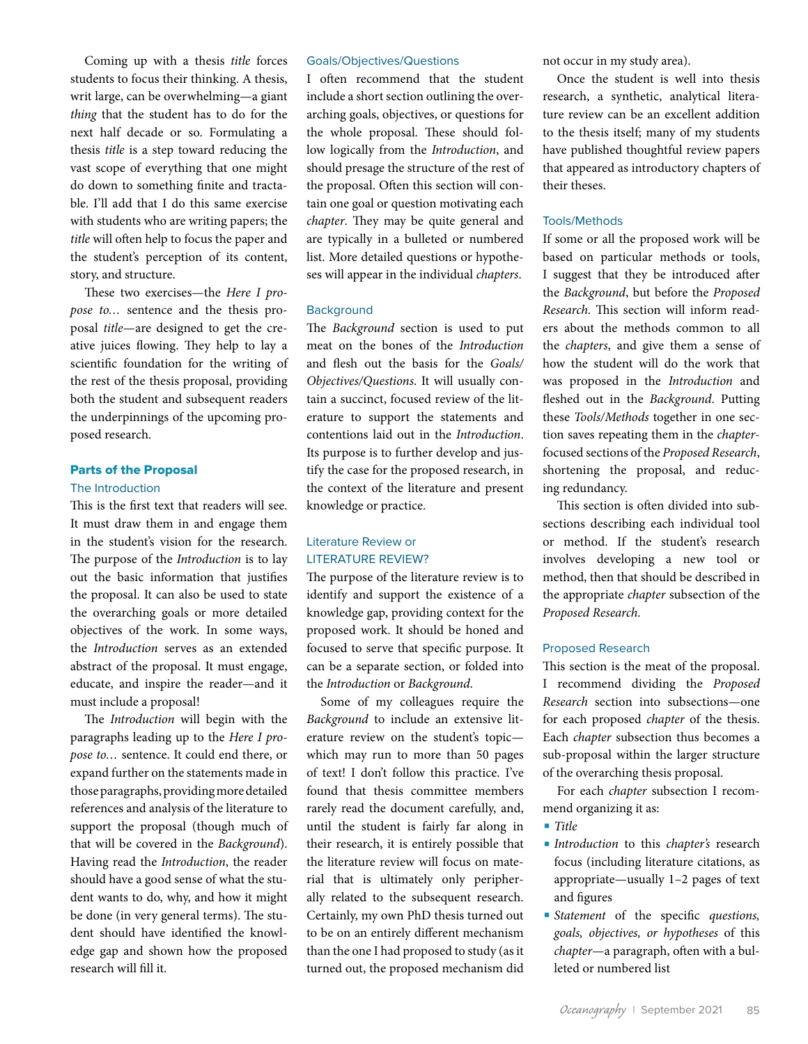Coming up with a thesis *title* forces students to focus their thinking. A thesis, writ large, can be overwhelming—a giant *thing* that the student has to do for the next half decade or so. Formulating a thesis *title* is a step toward reducing the vast scope of everything that one might do down to something finite and tractable. I'll add that I do this same exercise with students who are writing papers; the *title* will often help to focus the paper and the student's perception of its content, story, and structure.

These two exercises—the *Here I propose to…* sentence and the thesis proposal *title*—are designed to get the creative juices flowing. They help to lay a scientific foundation for the writing of the rest of the thesis proposal, providing both the student and subsequent readers the underpinnings of the upcoming proposed research.

## Parts of the Proposal

### The Introduction

This is the first text that readers will see. It must draw them in and engage them in the student's vision for the research. The purpose of the *Introduction* is to lay out the basic information that justifies the proposal. It can also be used to state the overarching goals or more detailed objectives of the work. In some ways, the *Introduction* serves as an extended abstract of the proposal. It must engage, educate, and inspire the reader—and it must include a proposal!

The *Introduction* will begin with the paragraphs leading up to the *Here I propose to…* sentence. It could end there, or expand further on the statements made in those paragraphs, providing more detailed references and analysis of the literature to support the proposal (though much of that will be covered in the *Background*). Having read the *Introduction*, the reader should have a good sense of what the student wants to do, why, and how it might be done (in very general terms). The student should have identified the knowledge gap and shown how the proposed research will fill it.

### Goals/Objectives/Questions

I often recommend that the student include a short section outlining the overarching goals, objectives, or questions for the whole proposal. These should follow logically from the *Introduction*, and should presage the structure of the rest of the proposal. Often this section will contain one goal or question motivating each *chapter*. They may be quite general and are typically in a bulleted or numbered list. More detailed questions or hypotheses will appear in the individual *chapters*.

### Background

The *Background* section is used to put meat on the bones of the *Introduction* and flesh out the basis for the *Goals/Objectives/Questions*. It will usually contain a succinct, focused review of the literature to support the statements and contentions laid out in the *Introduction*. Its purpose is to further develop and justify the case for the proposed research, in the context of the literature and present knowledge or practice.

### Literature Review or LITERATURE REVIEW?

The purpose of the literature review is to identify and support the existence of a knowledge gap, providing context for the proposed work. It should be honed and focused to serve that specific purpose. It can be a separate section, or folded into the *Introduction* or *Background*.

Some of my colleagues require the *Background* to include an extensive literature review on the student's topic—which may run to more than 50 pages of text! I don't follow this practice. I've found that thesis committee members rarely read the document carefully, and, until the student is fairly far along in their research, it is entirely possible that the literature review will focus on material that is ultimately only peripherally related to the subsequent research. Certainly, my own PhD thesis turned out to be on an entirely different mechanism than the one I had proposed to study (as it turned out, the proposed mechanism did not occur in my study area).

Once the student is well into thesis research, a synthetic, analytical literature review can be an excellent addition to the thesis itself; many of my students have published thoughtful review papers that appeared as introductory chapters of their theses.

### Tools/Methods

If some or all the proposed work will be based on particular methods or tools, I suggest that they be introduced after the *Background*, but before the *Proposed Research*. This section will inform readers about the methods common to all the *chapters*, and give them a sense of how the student will do the work that was proposed in the *Introduction* and fleshed out in the *Background*. Putting these *Tools/Methods* together in one section saves repeating them in the *chapter*-focused sections of the *Proposed Research*, shortening the proposal, and reducing redundancy.

This section is often divided into subsections describing each individual tool or method. If the student's research involves developing a new tool or method, then that should be described in the appropriate *chapter* subsection of the *Proposed Research*.

### Proposed Research

This section is the meat of the proposal. I recommend dividing the *Proposed Research* section into subsections—one for each proposed *chapter* of the thesis. Each *chapter* subsection thus becomes a sub-proposal within the larger structure of the overarching thesis proposal.

For each *chapter* subsection I recommend organizing it as:

- *Title*
- *Introduction* to this *chapter's* research focus (including literature citations, as appropriate—usually 1–2 pages of text and figures
- *Statement* of the specific *questions, goals, objectives, or hypotheses* of this *chapter*—a paragraph, often with a bulleted or numbered list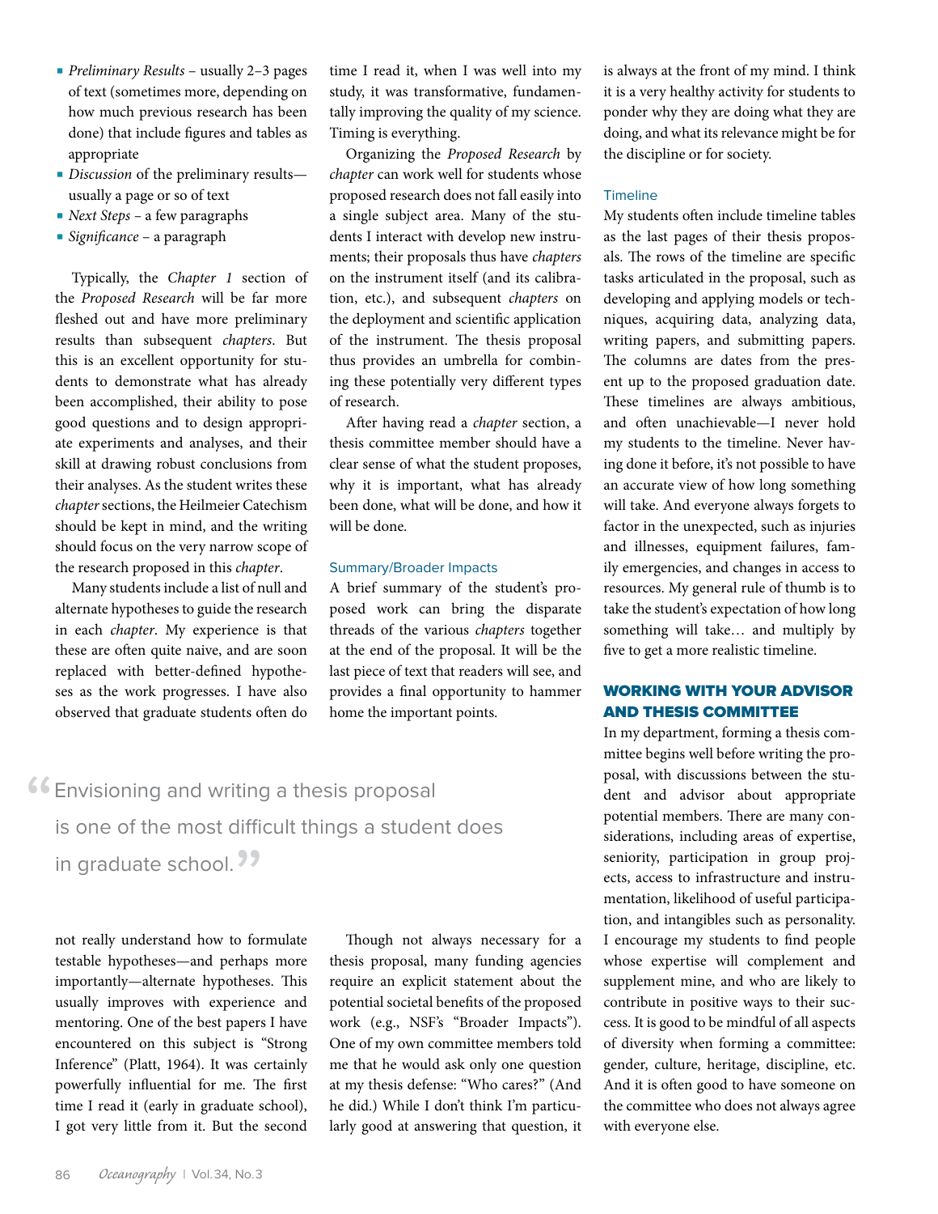- *Preliminary Results* – usually 2–3 pages of text (sometimes more, depending on how much previous research has been done) that include figures and tables as appropriate
- *Discussion* of the preliminary results—usually a page or so of text
- *Next Steps* – a few paragraphs
- *Significance* – a paragraph

Typically, the *Chapter 1* section of the *Proposed Research* will be far more fleshed out and have more preliminary results than subsequent *chapters*. But this is an excellent opportunity for students to demonstrate what has already been accomplished, their ability to pose good questions and to design appropriate experiments and analyses, and their skill at drawing robust conclusions from their analyses. As the student writes these *chapter* sections, the Heilmeier Catechism should be kept in mind, and the writing should focus on the very narrow scope of the research proposed in this *chapter*.

Many students include a list of null and alternate hypotheses to guide the research in each *chapter*. My experience is that these are often quite naive, and are soon replaced with better-defined hypotheses as the work progresses. I have also observed that graduate students often do not really understand how to formulate testable hypotheses—and perhaps more importantly—alternate hypotheses. This usually improves with experience and mentoring. One of the best papers I have encountered on this subject is "Strong Inference" (Platt, 1964). It was certainly powerfully influential for me. The first time I read it (early in graduate school), I got very little from it. But the second time I read it, when I was well into my study, it was transformative, fundamentally improving the quality of my science. Timing is everything.

Organizing the *Proposed Research* by *chapter* can work well for students whose proposed research does not fall easily into a single subject area. Many of the students I interact with develop new instruments; their proposals thus have *chapters* on the instrument itself (and its calibration, etc.), and subsequent *chapters* on the deployment and scientific application of the instrument. The thesis proposal thus provides an umbrella for combining these potentially very different types of research.

After having read a *chapter* section, a thesis committee member should have a clear sense of what the student proposes, why it is important, what has already been done, what will be done, and how it will be done.

### Summary/Broader Impacts

A brief summary of the student's proposed work can bring the disparate threads of the various *chapters* together at the end of the proposal. It will be the last piece of text that readers will see, and provides a final opportunity to hammer home the important points.

> "Envisioning and writing a thesis proposal is one of the most difficult things a student does in graduate school."

Though not always necessary for a thesis proposal, many funding agencies require an explicit statement about the potential societal benefits of the proposed work (e.g., NSF's "Broader Impacts"). One of my own committee members told me that he would ask only one question at my thesis defense: "Who cares?" (And he did.) While I don't think I'm particularly good at answering that question, it is always at the front of my mind. I think it is a very healthy activity for students to ponder why they are doing what they are doing, and what its relevance might be for the discipline or for society.

### Timeline

My students often include timeline tables as the last pages of their thesis proposals. The rows of the timeline are specific tasks articulated in the proposal, such as developing and applying models or techniques, acquiring data, analyzing data, writing papers, and submitting papers. The columns are dates from the present up to the proposed graduation date. These timelines are always ambitious, and often unachievable—I never hold my students to the timeline. Never having done it before, it's not possible to have an accurate view of how long something will take. And everyone always forgets to factor in the unexpected, such as injuries and illnesses, equipment failures, family emergencies, and changes in access to resources. My general rule of thumb is to take the student's expectation of how long something will take… and multiply by five to get a more realistic timeline.

## WORKING WITH YOUR ADVISOR AND THESIS COMMITTEE

In my department, forming a thesis committee begins well before writing the proposal, with discussions between the student and advisor about appropriate potential members. There are many considerations, including areas of expertise, seniority, participation in group projects, access to infrastructure and instrumentation, likelihood of useful participation, and intangibles such as personality. I encourage my students to find people whose expertise will complement and supplement mine, and who are likely to contribute in positive ways to their success. It is good to be mindful of all aspects of diversity when forming a committee: gender, culture, heritage, discipline, etc. And it is often good to have someone on the committee who does not always agree with everyone else.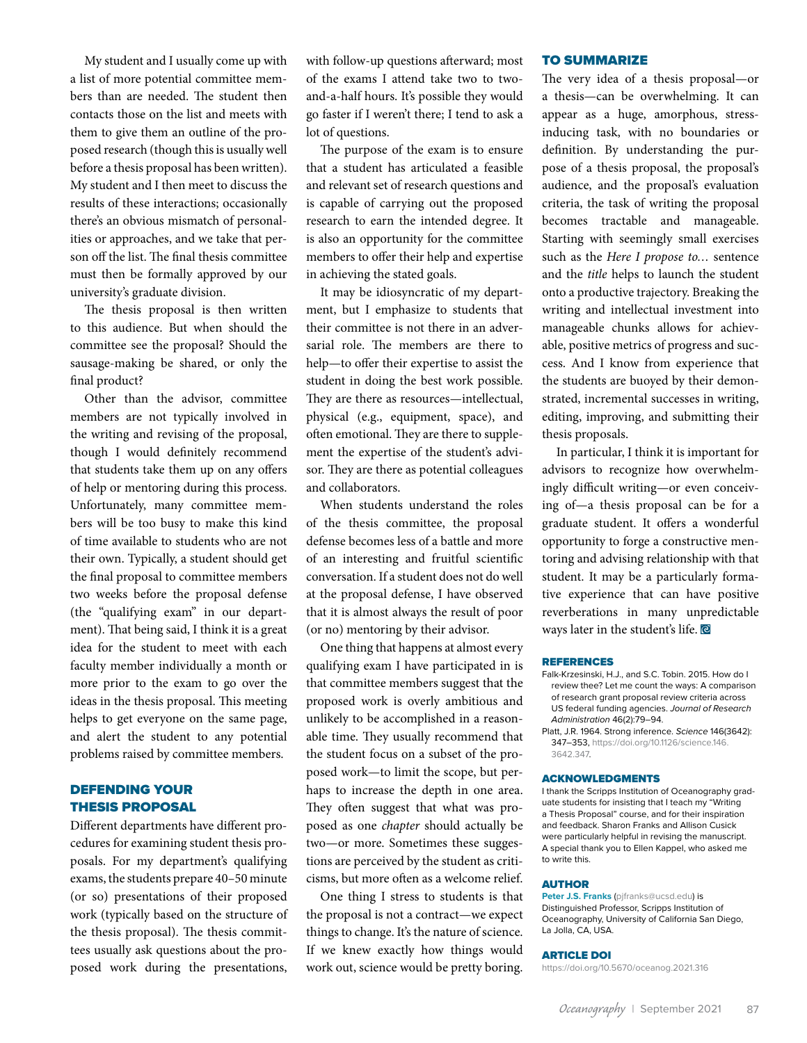My student and I usually come up with a list of more potential committee members than are needed. The student then contacts those on the list and meets with them to give them an outline of the proposed research (though this is usually well before a thesis proposal has been written). My student and I then meet to discuss the results of these interactions; occasionally there's an obvious mismatch of personalities or approaches, and we take that person off the list. The final thesis committee must then be formally approved by our university's graduate division.

The thesis proposal is then written to this audience. But when should the committee see the proposal? Should the sausage-making be shared, or only the final product?

Other than the advisor, committee members are not typically involved in the writing and revising of the proposal, though I would definitely recommend that students take them up on any offers of help or mentoring during this process. Unfortunately, many committee members will be too busy to make this kind of time available to students who are not their own. Typically, a student should get the final proposal to committee members two weeks before the proposal defense (the "qualifying exam" in our department). That being said, I think it is a great idea for the student to meet with each faculty member individually a month or more prior to the exam to go over the ideas in the thesis proposal. This meeting helps to get everyone on the same page, and alert the student to any potential problems raised by committee members.

## DEFENDING YOUR THESIS PROPOSAL

Different departments have different procedures for examining student thesis proposals. For my department's qualifying exams, the students prepare 40–50 minute (or so) presentations of their proposed work (typically based on the structure of the thesis proposal). The thesis committees usually ask questions about the proposed work during the presentations, with follow-up questions afterward; most of the exams I attend take two to two-and-a-half hours. It's possible they would go faster if I weren't there; I tend to ask a lot of questions.

The purpose of the exam is to ensure that a student has articulated a feasible and relevant set of research questions and is capable of carrying out the proposed research to earn the intended degree. It is also an opportunity for the committee members to offer their help and expertise in achieving the stated goals.

It may be idiosyncratic of my department, but I emphasize to students that their committee is not there in an adversarial role. The members are there to help—to offer their expertise to assist the student in doing the best work possible. They are there as resources—intellectual, physical (e.g., equipment, space), and often emotional. They are there to supplement the expertise of the student's advisor. They are there as potential colleagues and collaborators.

When students understand the roles of the thesis committee, the proposal defense becomes less of a battle and more of an interesting and fruitful scientific conversation. If a student does not do well at the proposal defense, I have observed that it is almost always the result of poor (or no) mentoring by their advisor.

One thing that happens at almost every qualifying exam I have participated in is that committee members suggest that the proposed work is overly ambitious and unlikely to be accomplished in a reasonable time. They usually recommend that the student focus on a subset of the proposed work—to limit the scope, but perhaps to increase the depth in one area. They often suggest that what was proposed as one *chapter* should actually be two—or more. Sometimes these suggestions are perceived by the student as criticisms, but more often as a welcome relief.

One thing I stress to students is that the proposal is not a contract—we expect things to change. It's the nature of science. If we knew exactly how things would work out, science would be pretty boring.

## TO SUMMARIZE

The very idea of a thesis proposal—or a thesis—can be overwhelming. It can appear as a huge, amorphous, stress-inducing task, with no boundaries or definition. By understanding the purpose of a thesis proposal, the proposal's audience, and the proposal's evaluation criteria, the task of writing the proposal becomes tractable and manageable. Starting with seemingly small exercises such as the *Here I propose to…* sentence and the *title* helps to launch the student onto a productive trajectory. Breaking the writing and intellectual investment into manageable chunks allows for achievable, positive metrics of progress and success. And I know from experience that the students are buoyed by their demonstrated, incremental successes in writing, editing, improving, and submitting their thesis proposals.

In particular, I think it is important for advisors to recognize how overwhelmingly difficult writing—or even conceiving of—a thesis proposal can be for a graduate student. It offers a wonderful opportunity to forge a constructive mentoring and advising relationship with that student. It may be a particularly formative experience that can have positive reverberations in many unpredictable ways later in the student's life.

## REFERENCES

Falk-Krzesinski, H.J., and S.C. Tobin. 2015. How do I review thee? Let me count the ways: A comparison of research grant proposal review criteria across US federal funding agencies. *Journal of Research Administration* 46(2):79–94.

Platt, J.R. 1964. Strong inference. *Science* 146(3642):347–353, https://doi.org/10.1126/science.146.3642.347.

## ACKNOWLEDGMENTS

I thank the Scripps Institution of Oceanography graduate students for insisting that I teach my "Writing a Thesis Proposal" course, and for their inspiration and feedback. Sharon Franks and Allison Cusick were particularly helpful in revising the manuscript. A special thank you to Ellen Kappel, who asked me to write this.

## AUTHOR

**Peter J.S. Franks** (pjfranks@ucsd.edu) is Distinguished Professor, Scripps Institution of Oceanography, University of California San Diego, La Jolla, CA, USA.

## ARTICLE DOI

https://doi.org/10.5670/oceanog.2021.316